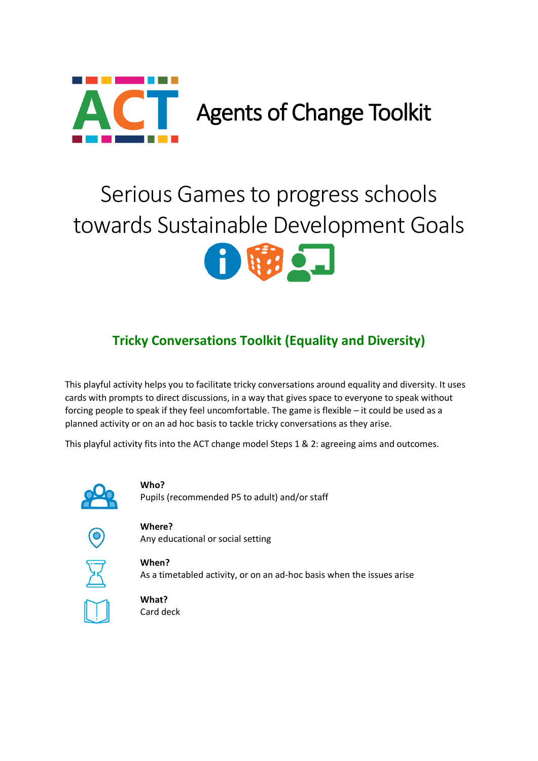# Agents of Change Toolkit

## Serious Games to progress schools towards Sustainable Development Goals

### Tricky Conversations Toolkit (Equality and Diversity)

This playful activity helps you to facilitate tricky conversations around equality and diversity. It uses cards with prompts to direct discussions, in a way that gives space to everyone to speak without forcing people to speak if they feel uncomfortable. The game is flexible – it could be used as a planned activity or on an ad hoc basis to tackle tricky conversations as they arise.

This playful activity fits into the ACT change model Steps 1 & 2: agreeing aims and outcomes.

**Who?**
Pupils (recommended P5 to adult) and/or staff

**Where?**
Any educational or social setting

**When?**
As a timetabled activity, or on an ad-hoc basis when the issues arise

**What?**
Card deck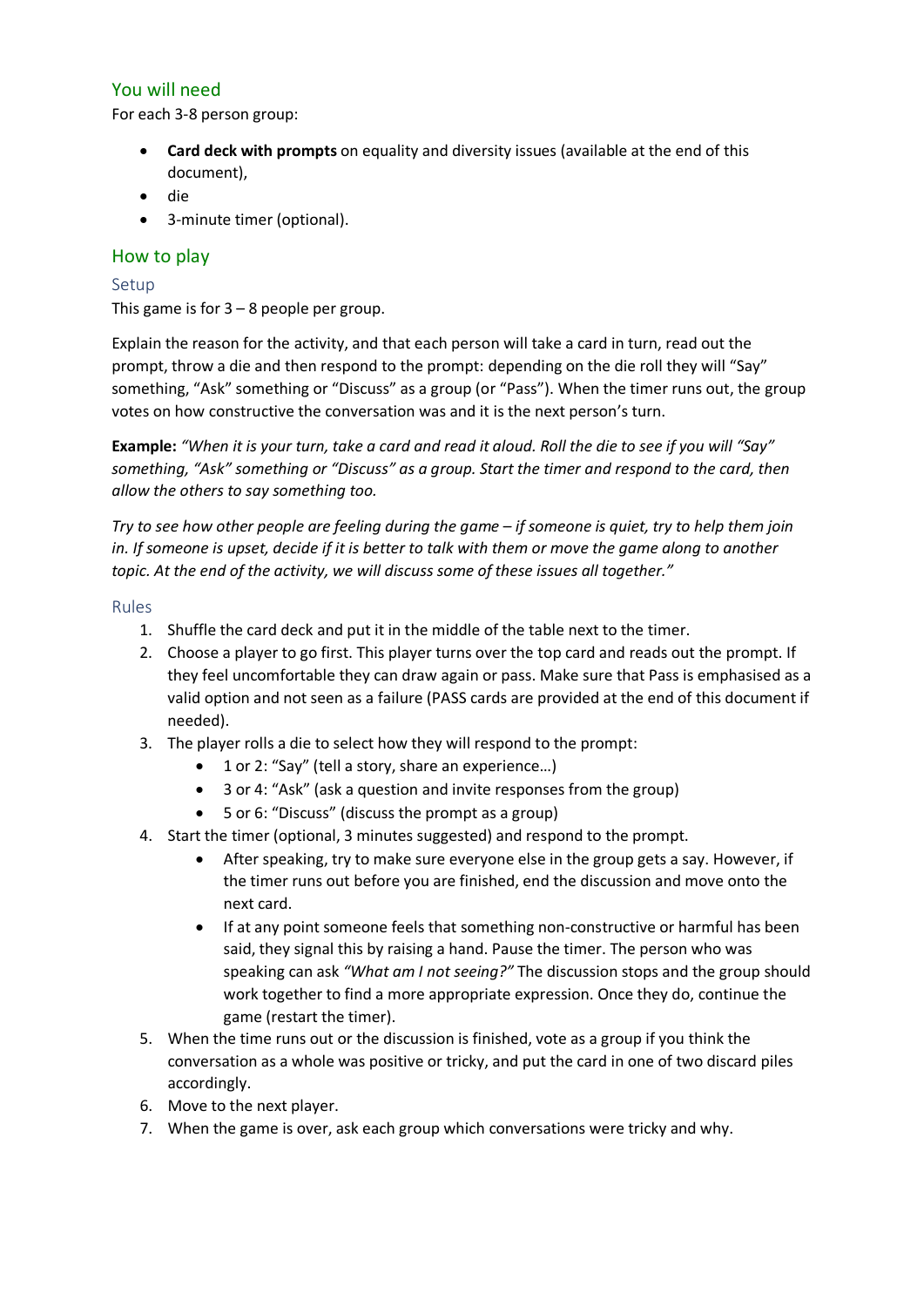## You will need

For each 3-8 person group:

- **Card deck with prompts** on equality and diversity issues (available at the end of this document),
- die
- 3-minute timer (optional).

## How to play

### Setup

This game is for 3 – 8 people per group.

Explain the reason for the activity, and that each person will take a card in turn, read out the prompt, throw a die and then respond to the prompt: depending on the die roll they will "Say" something, "Ask" something or "Discuss" as a group (or "Pass"). When the timer runs out, the group votes on how constructive the conversation was and it is the next person's turn.

**Example:** *"When it is your turn, take a card and read it aloud. Roll the die to see if you will "Say" something, "Ask" something or "Discuss" as a group. Start the timer and respond to the card, then allow the others to say something too.*

*Try to see how other people are feeling during the game – if someone is quiet, try to help them join in. If someone is upset, decide if it is better to talk with them or move the game along to another topic. At the end of the activity, we will discuss some of these issues all together."*

### Rules

1. Shuffle the card deck and put it in the middle of the table next to the timer.
2. Choose a player to go first. This player turns over the top card and reads out the prompt. If they feel uncomfortable they can draw again or pass. Make sure that Pass is emphasised as a valid option and not seen as a failure (PASS cards are provided at the end of this document if needed).
3. The player rolls a die to select how they will respond to the prompt:
   - 1 or 2: "Say" (tell a story, share an experience…)
   - 3 or 4: "Ask" (ask a question and invite responses from the group)
   - 5 or 6: "Discuss" (discuss the prompt as a group)
4. Start the timer (optional, 3 minutes suggested) and respond to the prompt.
   - After speaking, try to make sure everyone else in the group gets a say. However, if the timer runs out before you are finished, end the discussion and move onto the next card.
   - If at any point someone feels that something non-constructive or harmful has been said, they signal this by raising a hand. Pause the timer. The person who was speaking can ask *"What am I not seeing?"* The discussion stops and the group should work together to find a more appropriate expression. Once they do, continue the game (restart the timer).
5. When the time runs out or the discussion is finished, vote as a group if you think the conversation as a whole was positive or tricky, and put the card in one of two discard piles accordingly.
6. Move to the next player.
7. When the game is over, ask each group which conversations were tricky and why.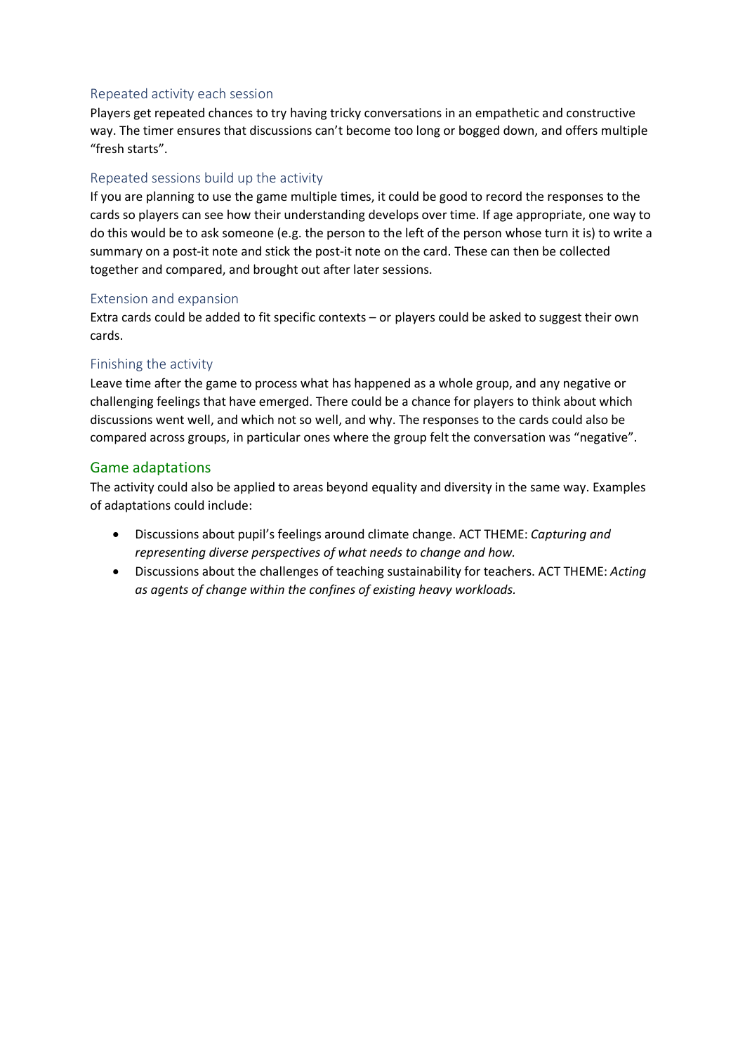### Repeated activity each session

Players get repeated chances to try having tricky conversations in an empathetic and constructive way. The timer ensures that discussions can't become too long or bogged down, and offers multiple "fresh starts".

### Repeated sessions build up the activity

If you are planning to use the game multiple times, it could be good to record the responses to the cards so players can see how their understanding develops over time. If age appropriate, one way to do this would be to ask someone (e.g. the person to the left of the person whose turn it is) to write a summary on a post-it note and stick the post-it note on the card. These can then be collected together and compared, and brought out after later sessions.

### Extension and expansion

Extra cards could be added to fit specific contexts – or players could be asked to suggest their own cards.

### Finishing the activity

Leave time after the game to process what has happened as a whole group, and any negative or challenging feelings that have emerged. There could be a chance for players to think about which discussions went well, and which not so well, and why. The responses to the cards could also be compared across groups, in particular ones where the group felt the conversation was "negative".

## Game adaptations

The activity could also be applied to areas beyond equality and diversity in the same way. Examples of adaptations could include:

- Discussions about pupil's feelings around climate change. ACT THEME: *Capturing and representing diverse perspectives of what needs to change and how.*
- Discussions about the challenges of teaching sustainability for teachers. ACT THEME: *Acting as agents of change within the confines of existing heavy workloads.*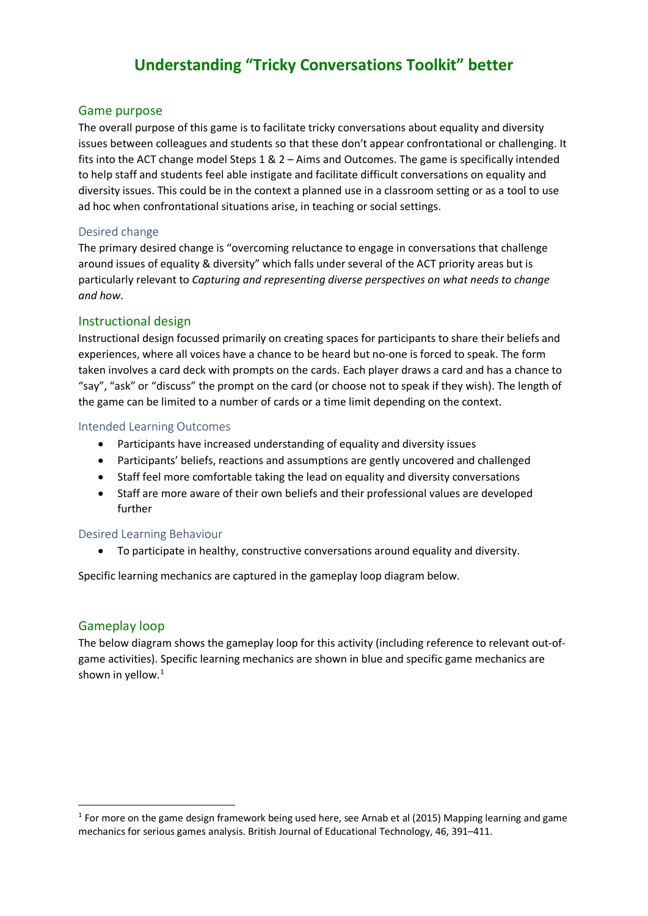# Understanding "Tricky Conversations Toolkit" better

## Game purpose

The overall purpose of this game is to facilitate tricky conversations about equality and diversity issues between colleagues and students so that these don't appear confrontational or challenging. It fits into the ACT change model Steps 1 & 2 – Aims and Outcomes. The game is specifically intended to help staff and students feel able instigate and facilitate difficult conversations on equality and diversity issues. This could be in the context a planned use in a classroom setting or as a tool to use ad hoc when confrontational situations arise, in teaching or social settings.

### Desired change

The primary desired change is "overcoming reluctance to engage in conversations that challenge around issues of equality & diversity" which falls under several of the ACT priority areas but is particularly relevant to *Capturing and representing diverse perspectives on what needs to change and how*.

## Instructional design

Instructional design focussed primarily on creating spaces for participants to share their beliefs and experiences, where all voices have a chance to be heard but no-one is forced to speak. The form taken involves a card deck with prompts on the cards. Each player draws a card and has a chance to "say", "ask" or "discuss" the prompt on the card (or choose not to speak if they wish). The length of the game can be limited to a number of cards or a time limit depending on the context.

### Intended Learning Outcomes

- Participants have increased understanding of equality and diversity issues
- Participants' beliefs, reactions and assumptions are gently uncovered and challenged
- Staff feel more comfortable taking the lead on equality and diversity conversations
- Staff are more aware of their own beliefs and their professional values are developed further

### Desired Learning Behaviour

- To participate in healthy, constructive conversations around equality and diversity.

Specific learning mechanics are captured in the gameplay loop diagram below.

## Gameplay loop

The below diagram shows the gameplay loop for this activity (including reference to relevant out-of-game activities). Specific learning mechanics are shown in blue and specific game mechanics are shown in yellow.[1]

[1] For more on the game design framework being used here, see Arnab et al (2015) Mapping learning and game mechanics for serious games analysis. British Journal of Educational Technology, 46, 391–411.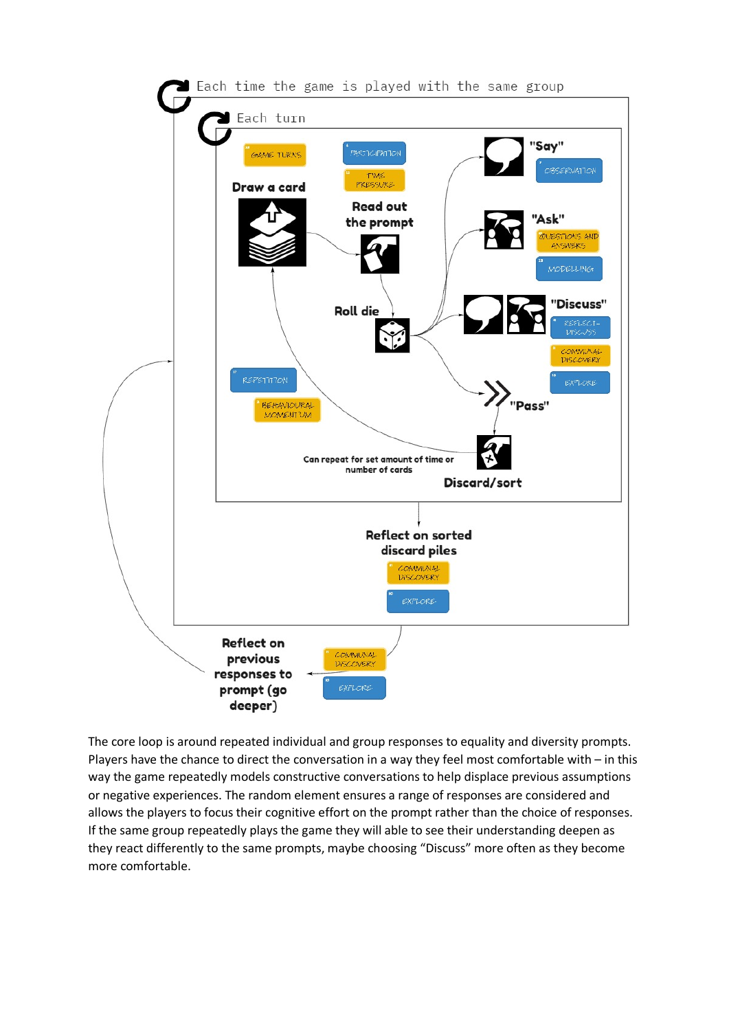Each time the game is played with the same group

Each turn

GAME TURNS

PARTICIPATION

TIME PRESSURE

Draw a card

Read out the prompt

"Say"

OBSERVATION

"Ask"

QUESTIONS AND ANSWERS

MODELLING

Roll die

"Discuss"

REFLECT-DISCUSS

COMMUNAL DISCOVERY

EXPLORE

REPETITION

BEHAVIOURAL MOMENTUM

"Pass"

Can repeat for set amount of time or number of cards

Discard/sort

Reflect on sorted discard piles

COMMUNAL DISCOVERY

EXPLORE

Reflect on previous responses to prompt (go deeper)

COMMUNAL DISCOVERY

EXPLORE

The core loop is around repeated individual and group responses to equality and diversity prompts. Players have the chance to direct the conversation in a way they feel most comfortable with – in this way the game repeatedly models constructive conversations to help displace previous assumptions or negative experiences. The random element ensures a range of responses are considered and allows the players to focus their cognitive effort on the prompt rather than the choice of responses. If the same group repeatedly plays the game they will able to see their understanding deepen as they react differently to the same prompts, maybe choosing "Discuss" more often as they become more comfortable.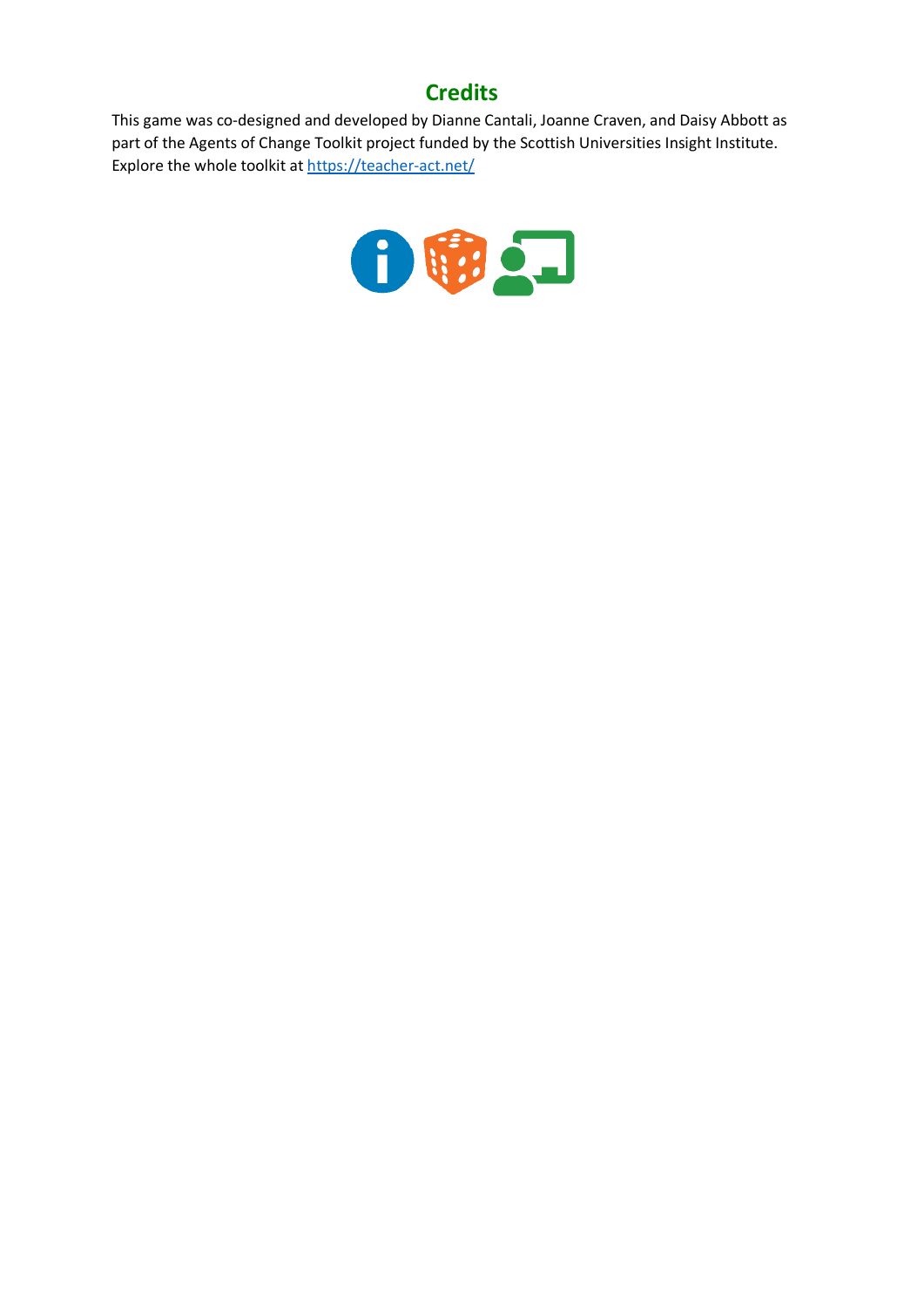## Credits

This game was co-designed and developed by Dianne Cantali, Joanne Craven, and Daisy Abbott as part of the Agents of Change Toolkit project funded by the Scottish Universities Insight Institute. Explore the whole toolkit at [https://teacher-act.net/](https://teacher-act.net/)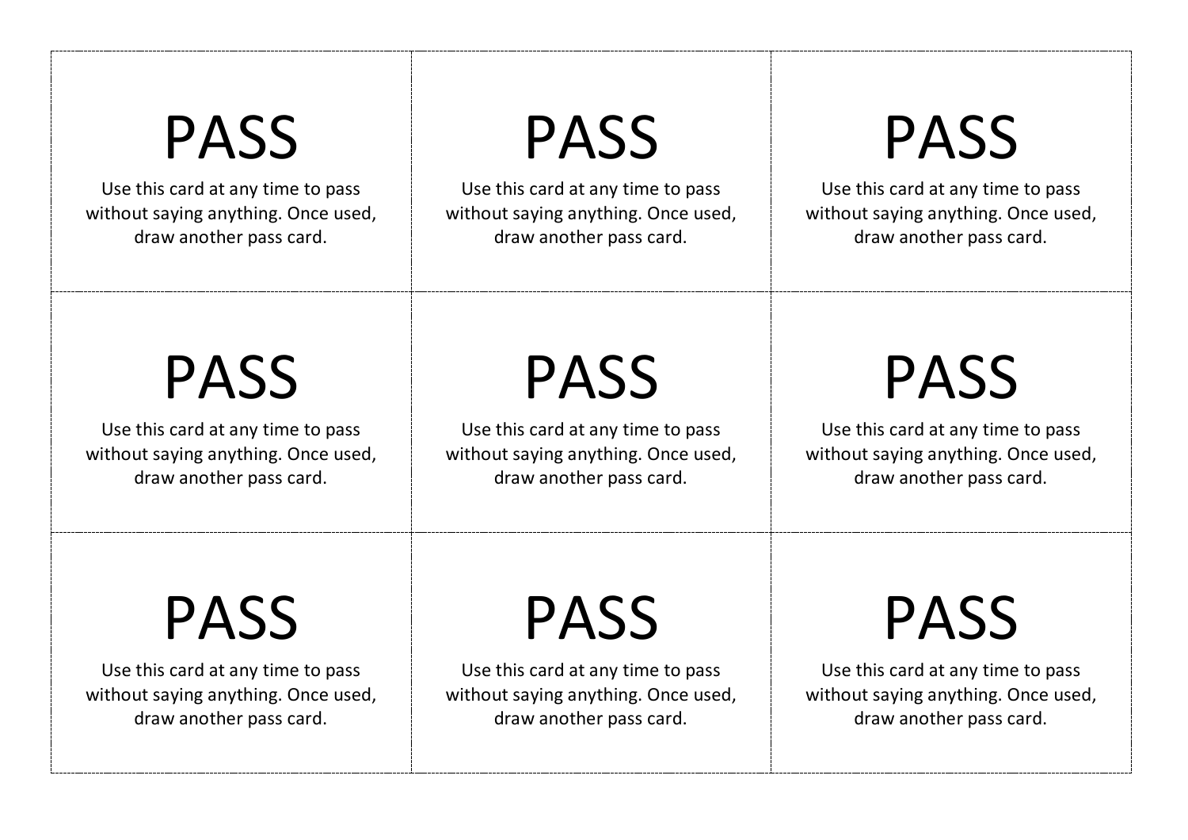| | | |
|---|---|---|
| **PASS**<br>Use this card at any time to pass without saying anything. Once used, draw another pass card. | **PASS**<br>Use this card at any time to pass without saying anything. Once used, draw another pass card. | **PASS**<br>Use this card at any time to pass without saying anything. Once used, draw another pass card. |
| **PASS**<br>Use this card at any time to pass without saying anything. Once used, draw another pass card. | **PASS**<br>Use this card at any time to pass without saying anything. Once used, draw another pass card. | **PASS**<br>Use this card at any time to pass without saying anything. Once used, draw another pass card. |
| **PASS**<br>Use this card at any time to pass without saying anything. Once used, draw another pass card. | **PASS**<br>Use this card at any time to pass without saying anything. Once used, draw another pass card. | **PASS**<br>Use this card at any time to pass without saying anything. Once used, draw another pass card. |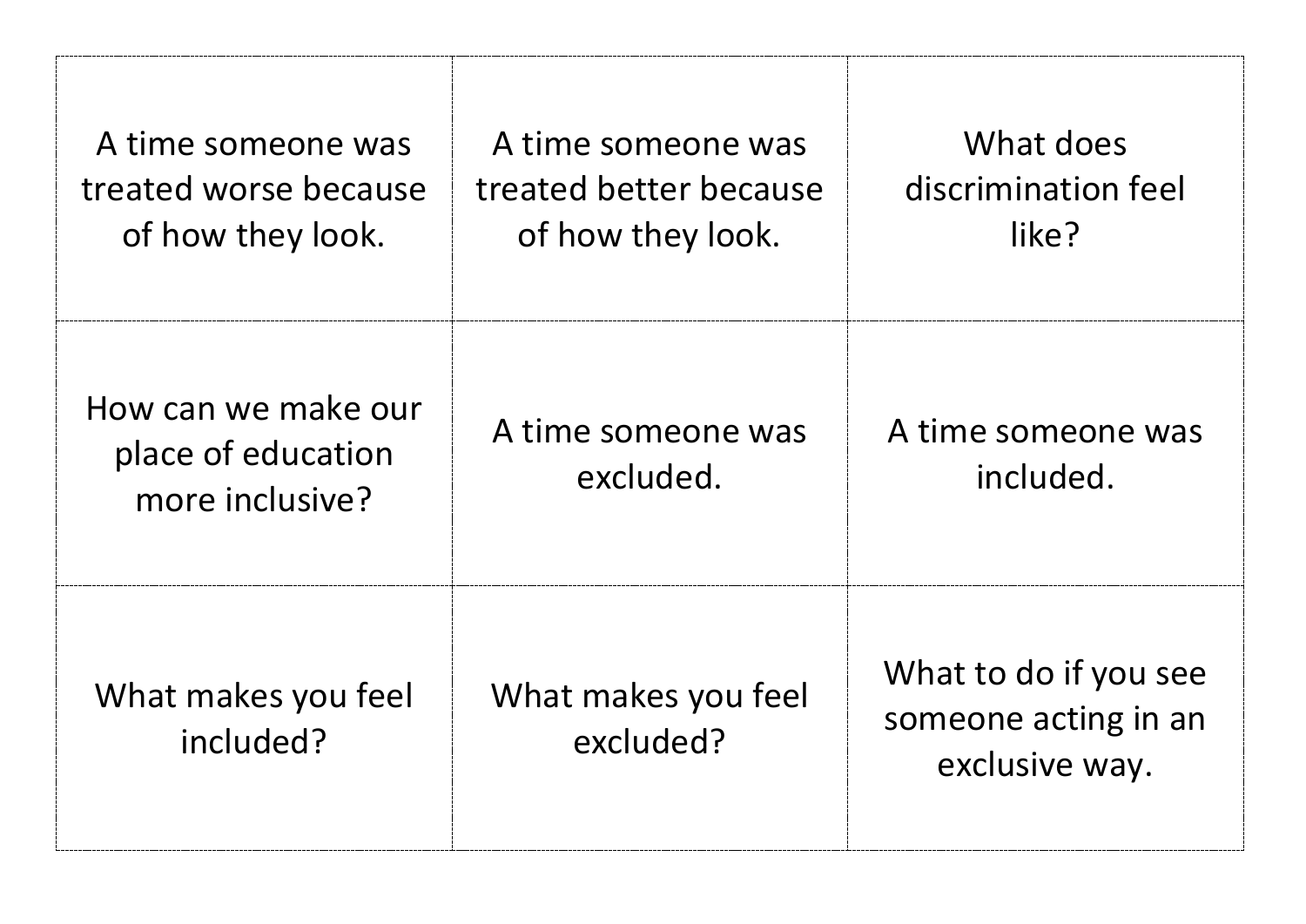| | | |
|---|---|---|
| A time someone was treated worse because of how they look. | A time someone was treated better because of how they look. | What does discrimination feel like? |
| How can we make our place of education more inclusive? | A time someone was excluded. | A time someone was included. |
| What makes you feel included? | What makes you feel excluded? | What to do if you see someone acting in an exclusive way. |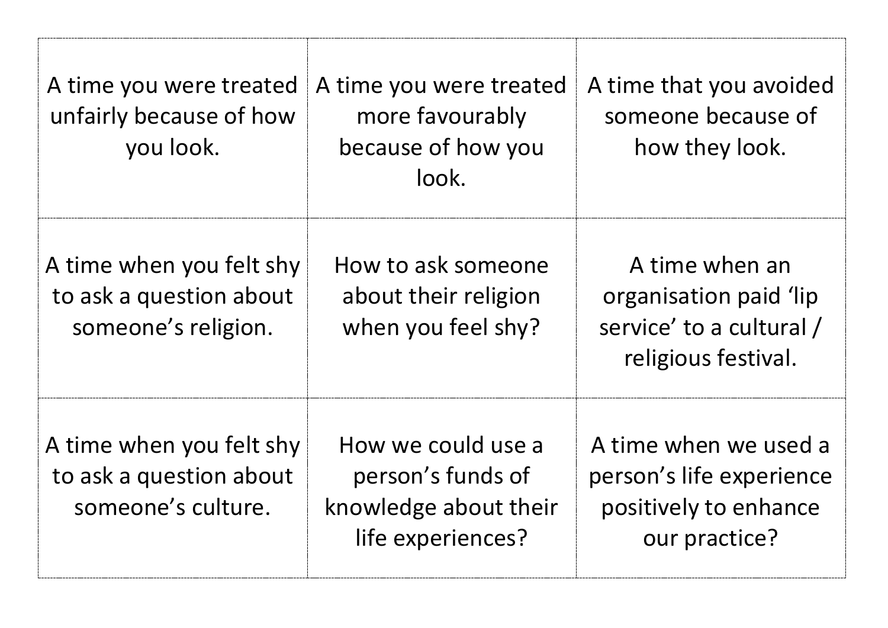| | | |
|---|---|---|
| A time you were treated unfairly because of how you look. | A time you were treated more favourably because of how you look. | A time that you avoided someone because of how they look. |
| A time when you felt shy to ask a question about someone's religion. | How to ask someone about their religion when you feel shy? | A time when an organisation paid 'lip service' to a cultural / religious festival. |
| A time when you felt shy to ask a question about someone's culture. | How we could use a person's funds of knowledge about their life experiences? | A time when we used a person's life experience positively to enhance our practice? |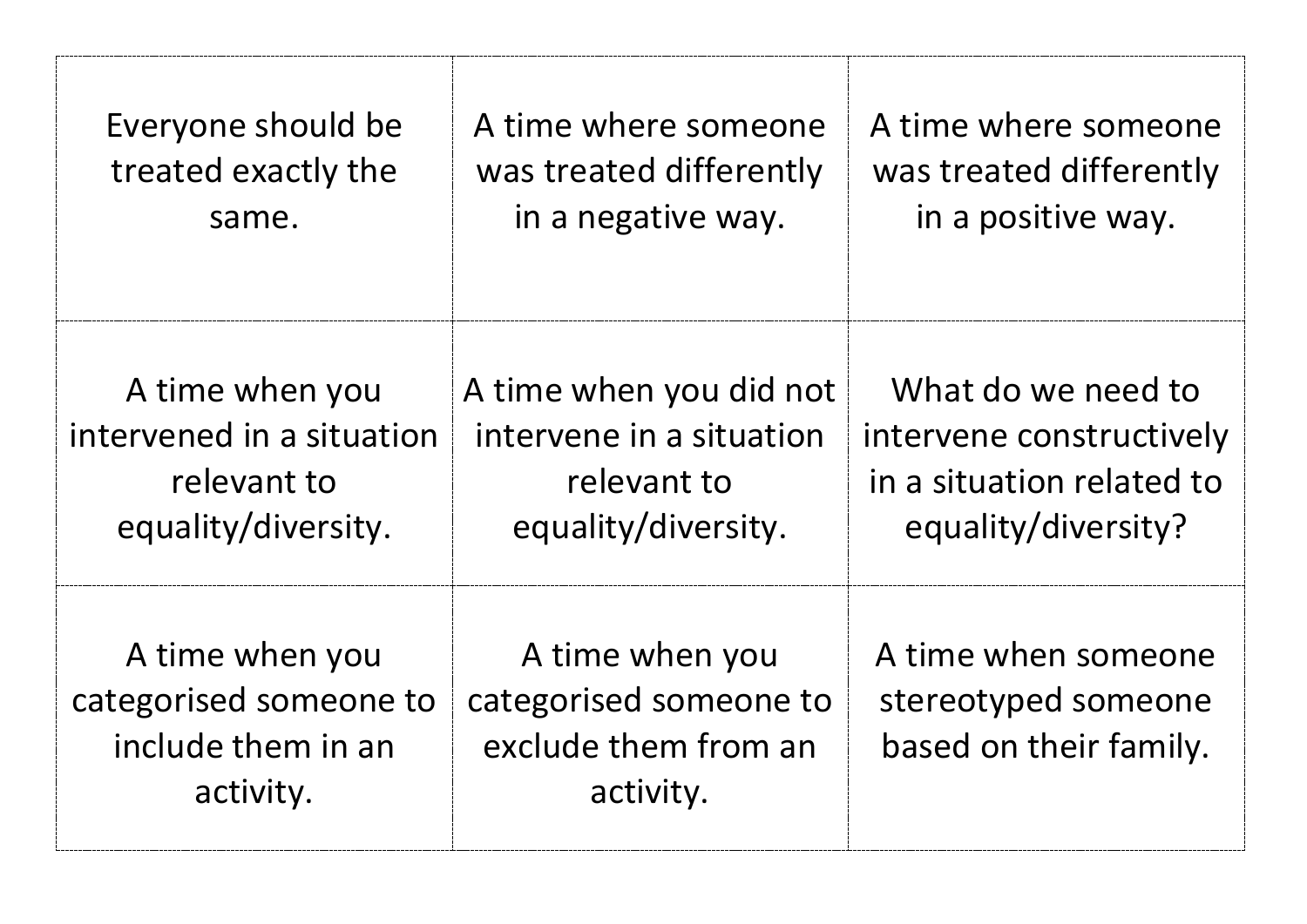| | | |
|---|---|---|
| Everyone should be treated exactly the same. | A time where someone was treated differently in a negative way. | A time where someone was treated differently in a positive way. |
| A time when you intervened in a situation relevant to equality/diversity. | A time when you did not intervene in a situation relevant to equality/diversity. | What do we need to intervene constructively in a situation related to equality/diversity? |
| A time when you categorised someone to include them in an activity. | A time when you categorised someone to exclude them from an activity. | A time when someone stereotyped someone based on their family. |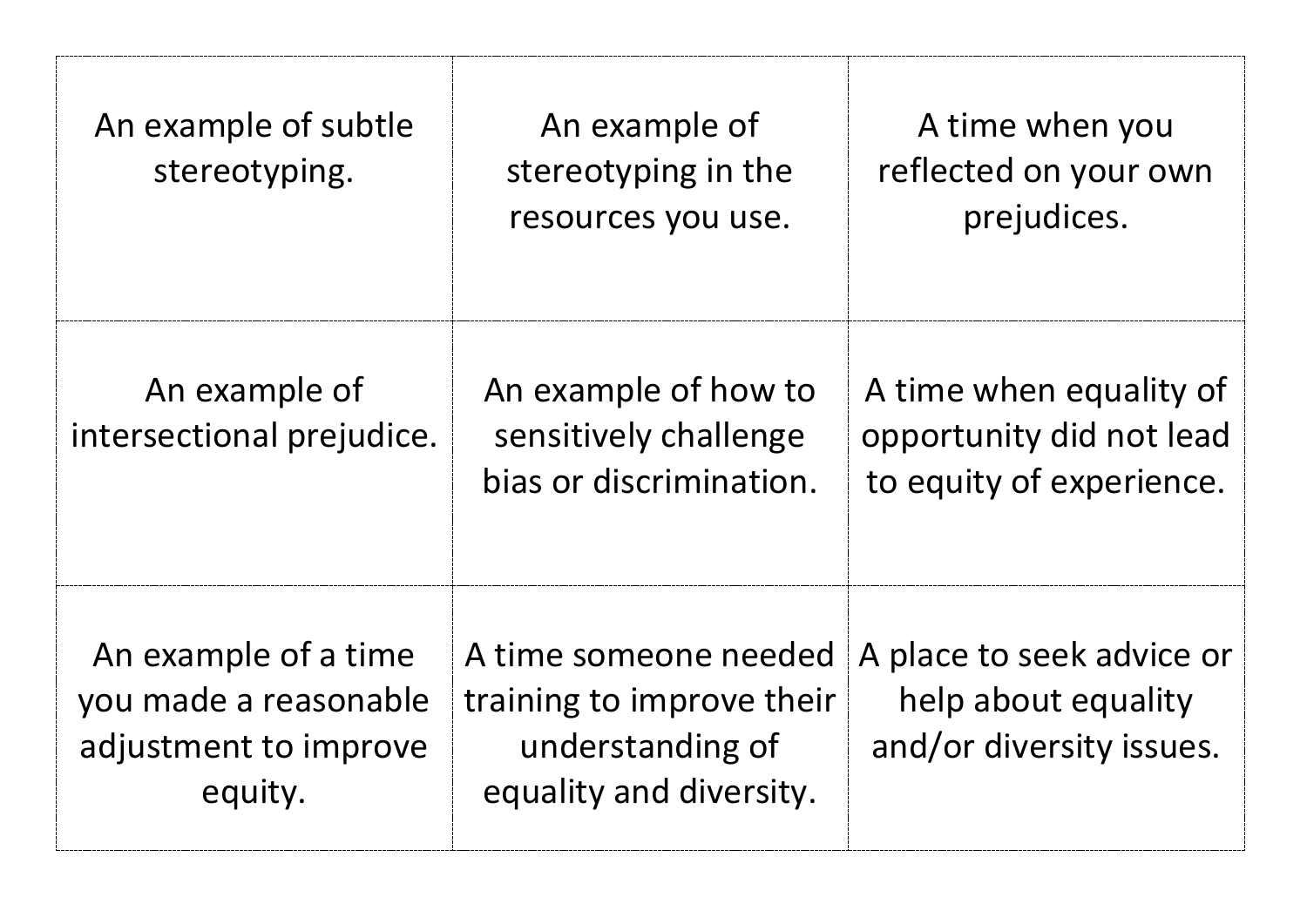| | | |
|---|---|---|
| An example of subtle stereotyping. | An example of stereotyping in the resources you use. | A time when you reflected on your own prejudices. |
| An example of intersectional prejudice. | An example of how to sensitively challenge bias or discrimination. | A time when equality of opportunity did not lead to equity of experience. |
| An example of a time you made a reasonable adjustment to improve equity. | A time someone needed training to improve their understanding of equality and diversity. | A place to seek advice or help about equality and/or diversity issues. |